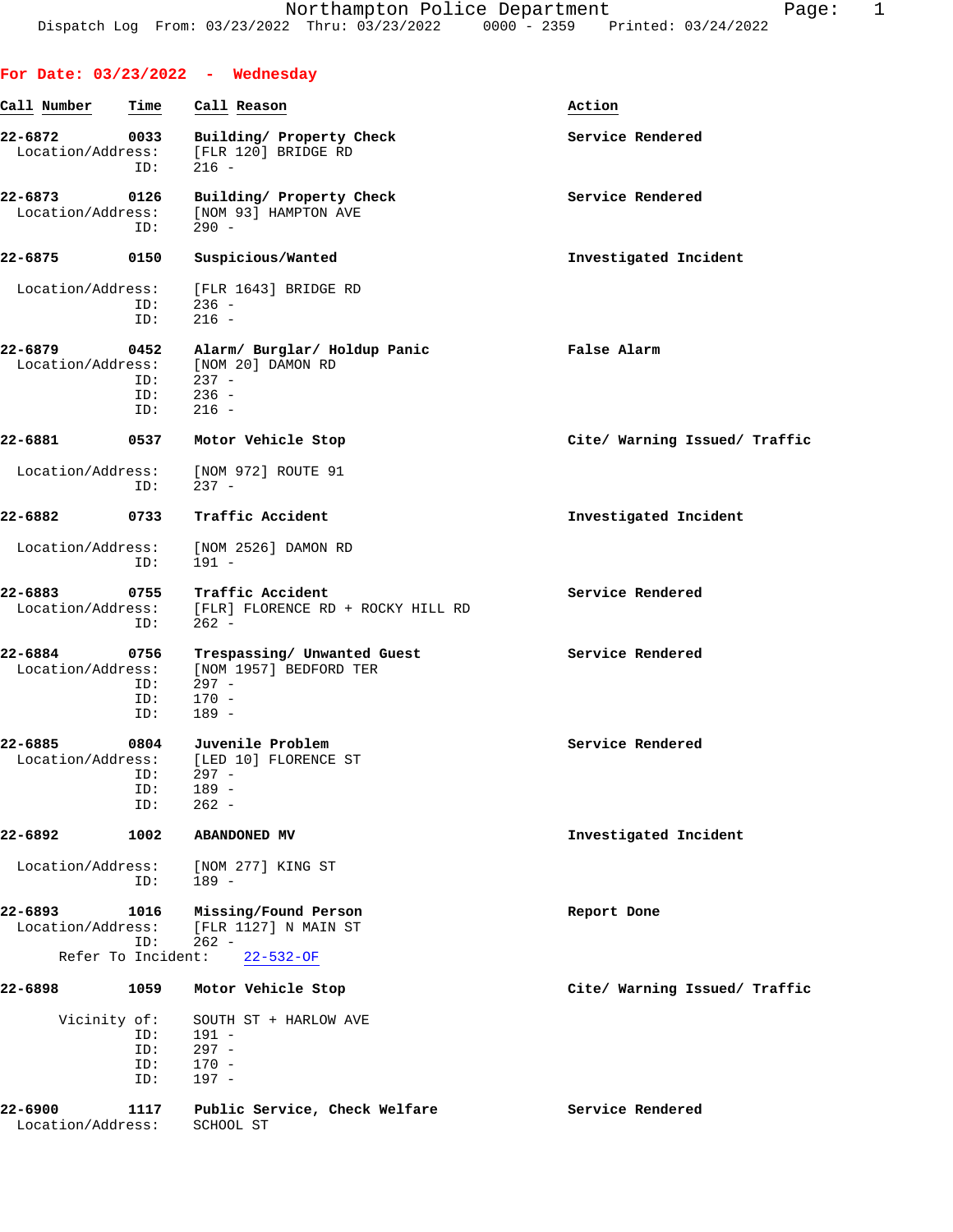**For Date: 03/23/2022 - Wednesday**

| Call Number | Time | Call Reason | Action |
|---|---|---|---|
| 22-6872 | 0033 | Building/ Property Check | Service Rendered |
| Location/Address: | | [FLR 120] BRIDGE RD | |
| ID: | | 216 - | |
| 22-6873 | 0126 | Building/ Property Check | Service Rendered |
| Location/Address: | | [NOM 93] HAMPTON AVE | |
| ID: | | 290 - | |
| 22-6875 | 0150 | Suspicious/Wanted | Investigated Incident |
| Location/Address: | | [FLR 1643] BRIDGE RD | |
| ID: | | 236 - | |
| ID: | | 216 - | |
| 22-6879 | 0452 | Alarm/ Burglar/ Holdup Panic | False Alarm |
| Location/Address: | | [NOM 20] DAMON RD | |
| ID: | | 237 - | |
| ID: | | 236 - | |
| ID: | | 216 - | |
| 22-6881 | 0537 | Motor Vehicle Stop | Cite/ Warning Issued/ Traffic |
| Location/Address: | | [NOM 972] ROUTE 91 | |
| ID: | | 237 - | |
| 22-6882 | 0733 | Traffic Accident | Investigated Incident |
| Location/Address: | | [NOM 2526] DAMON RD | |
| ID: | | 191 - | |
| 22-6883 | 0755 | Traffic Accident | Service Rendered |
| Location/Address: | | [FLR] FLORENCE RD + ROCKY HILL RD | |
| ID: | | 262 - | |
| 22-6884 | 0756 | Trespassing/ Unwanted Guest | Service Rendered |
| Location/Address: | | [NOM 1957] BEDFORD TER | |
| ID: | | 297 - | |
| ID: | | 170 - | |
| ID: | | 189 - | |
| 22-6885 | 0804 | Juvenile Problem | Service Rendered |
| Location/Address: | | [LED 10] FLORENCE ST | |
| ID: | | 297 - | |
| ID: | | 189 - | |
| ID: | | 262 - | |
| 22-6892 | 1002 | ABANDONED MV | Investigated Incident |
| Location/Address: | | [NOM 277] KING ST | |
| ID: | | 189 - | |
| 22-6893 | 1016 | Missing/Found Person | Report Done |
| Location/Address: | | [FLR 1127] N MAIN ST | |
| ID: | | 262 - | |
| Refer To Incident: | | 22-532-OF | |
| 22-6898 | 1059 | Motor Vehicle Stop | Cite/ Warning Issued/ Traffic |
| Vicinity of: | | SOUTH ST + HARLOW AVE | |
| ID: | | 191 - | |
| ID: | | 297 - | |
| ID: | | 170 - | |
| ID: | | 197 - | |
| 22-6900 | 1117 | Public Service, Check Welfare | Service Rendered |
| Location/Address: | | SCHOOL ST | |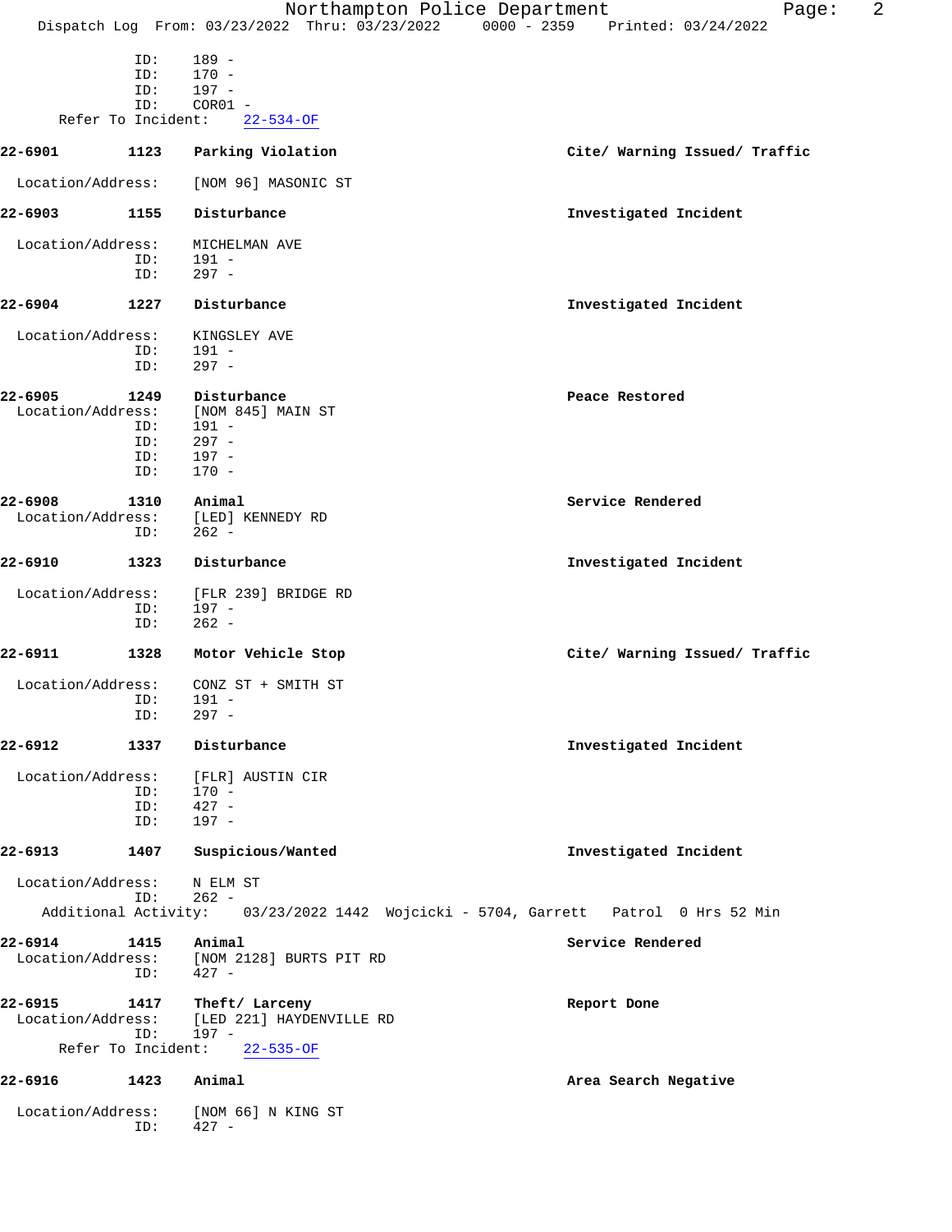```
              ID:    189 -
              ID:    170 -
              ID:    197 -
              ID:    COR01 -
      Refer To Incident:    22-534-OF

22-6901        1123    Parking Violation                         Cite/ Warning Issued/ Traffic

  Location/Address:    [NOM 96] MASONIC ST

22-6903        1155    Disturbance                               Investigated Incident

  Location/Address:    MICHELMAN AVE
              ID:    191 -
              ID:    297 -

22-6904        1227    Disturbance                               Investigated Incident

  Location/Address:    KINGSLEY AVE
              ID:    191 -
              ID:    297 -

22-6905        1249    Disturbance                               Peace Restored
  Location/Address:    [NOM 845] MAIN ST
              ID:    191 -
              ID:    297 -
              ID:    197 -
              ID:    170 -

22-6908        1310    Animal                                    Service Rendered
  Location/Address:    [LED] KENNEDY RD
              ID:    262 -

22-6910        1323    Disturbance                               Investigated Incident

  Location/Address:    [FLR 239] BRIDGE RD
              ID:    197 -
              ID:    262 -

22-6911        1328    Motor Vehicle Stop                        Cite/ Warning Issued/ Traffic

  Location/Address:    CONZ ST + SMITH ST
              ID:    191 -
              ID:    297 -

22-6912        1337    Disturbance                               Investigated Incident

  Location/Address:    [FLR] AUSTIN CIR
              ID:    170 -
              ID:    427 -
              ID:    197 -

22-6913        1407    Suspicious/Wanted                         Investigated Incident

  Location/Address:    N ELM ST
              ID:    262 -
     Additional Activity:    03/23/2022 1442  Wojcicki - 5704, Garrett   Patrol  0 Hrs 52 Min

22-6914        1415    Animal                                    Service Rendered
  Location/Address:    [NOM 2128] BURTS PIT RD
              ID:    427 -

22-6915        1417    Theft/ Larceny                            Report Done
  Location/Address:    [LED 221] HAYDENVILLE RD
              ID:    197 -
      Refer To Incident:    22-535-OF

22-6916        1423    Animal                                    Area Search Negative

  Location/Address:    [NOM 66] N KING ST
              ID:    427 -
```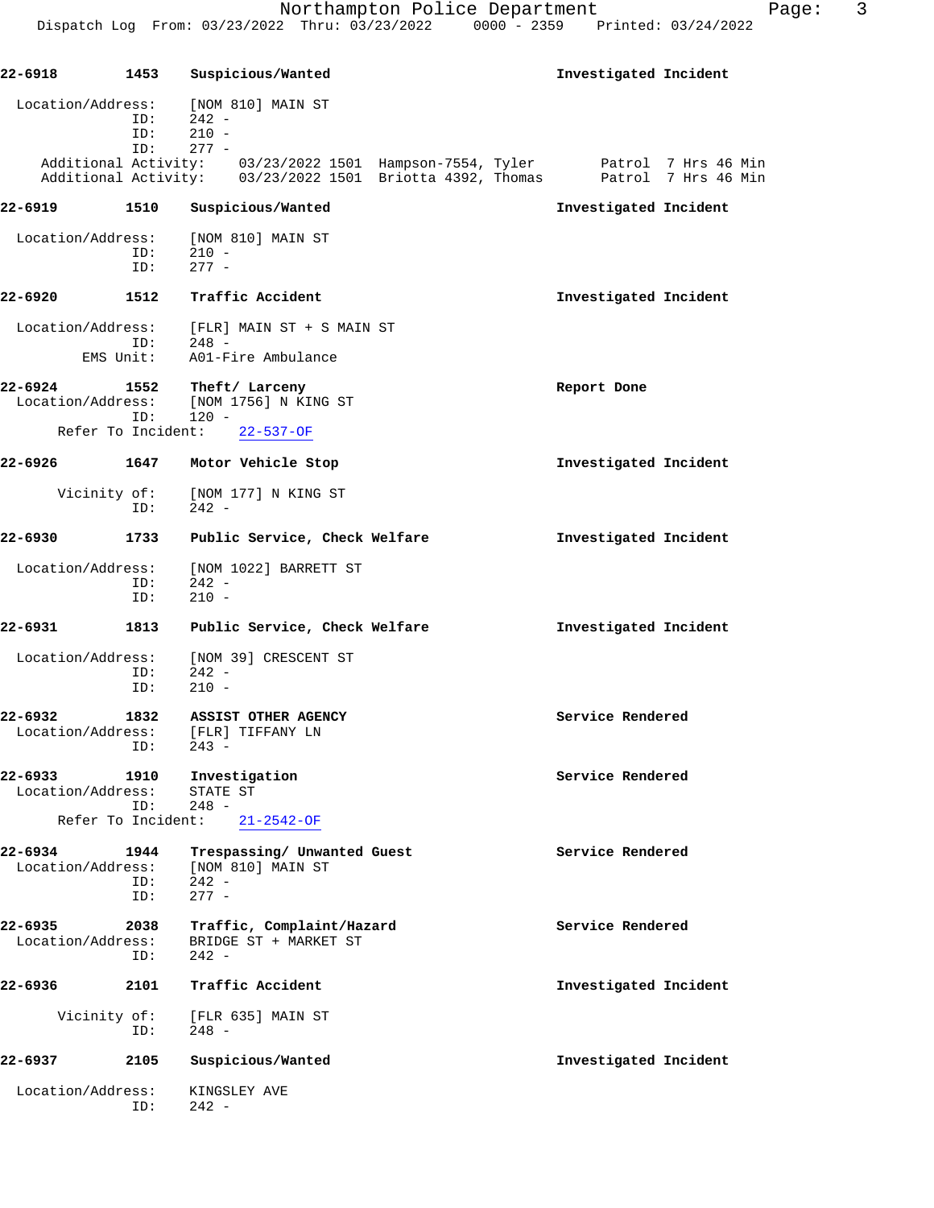**22-6918 1453 Suspicious/Wanted** — **Investigated Incident**

Location/Address: [NOM 810] MAIN ST
ID: 242 -
ID: 210 -
ID: 277 -
Additional Activity: 03/23/2022 1501 Hampson-7554, Tyler Patrol 7 Hrs 46 Min
Additional Activity: 03/23/2022 1501 Briotta 4392, Thomas Patrol 7 Hrs 46 Min

**22-6919 1510 Suspicious/Wanted** — **Investigated Incident**

Location/Address: [NOM 810] MAIN ST
ID: 210 -
ID: 277 -

**22-6920 1512 Traffic Accident** — **Investigated Incident**

Location/Address: [FLR] MAIN ST + S MAIN ST
ID: 248 -
EMS Unit: A01-Fire Ambulance

**22-6924 1552 Theft/ Larceny** — **Report Done**
Location/Address: [NOM 1756] N KING ST
ID: 120 -
Refer To Incident: 22-537-OF

**22-6926 1647 Motor Vehicle Stop** — **Investigated Incident**

Vicinity of: [NOM 177] N KING ST
ID: 242 -

**22-6930 1733 Public Service, Check Welfare** — **Investigated Incident**

Location/Address: [NOM 1022] BARRETT ST
ID: 242 -
ID: 210 -

**22-6931 1813 Public Service, Check Welfare** — **Investigated Incident**

Location/Address: [NOM 39] CRESCENT ST
ID: 242 -
ID: 210 -

**22-6932 1832 ASSIST OTHER AGENCY** — **Service Rendered**
Location/Address: [FLR] TIFFANY LN
ID: 243 -

**22-6933 1910 Investigation** — **Service Rendered**
Location/Address: STATE ST
ID: 248 -
Refer To Incident: 21-2542-OF

**22-6934 1944 Trespassing/ Unwanted Guest** — **Service Rendered**
Location/Address: [NOM 810] MAIN ST
ID: 242 -
ID: 277 -

**22-6935 2038 Traffic, Complaint/Hazard** — **Service Rendered**
Location/Address: BRIDGE ST + MARKET ST
ID: 242 -

**22-6936 2101 Traffic Accident** — **Investigated Incident**

Vicinity of: [FLR 635] MAIN ST
ID: 248 -

**22-6937 2105 Suspicious/Wanted** — **Investigated Incident**

Location/Address: KINGSLEY AVE
ID: 242 -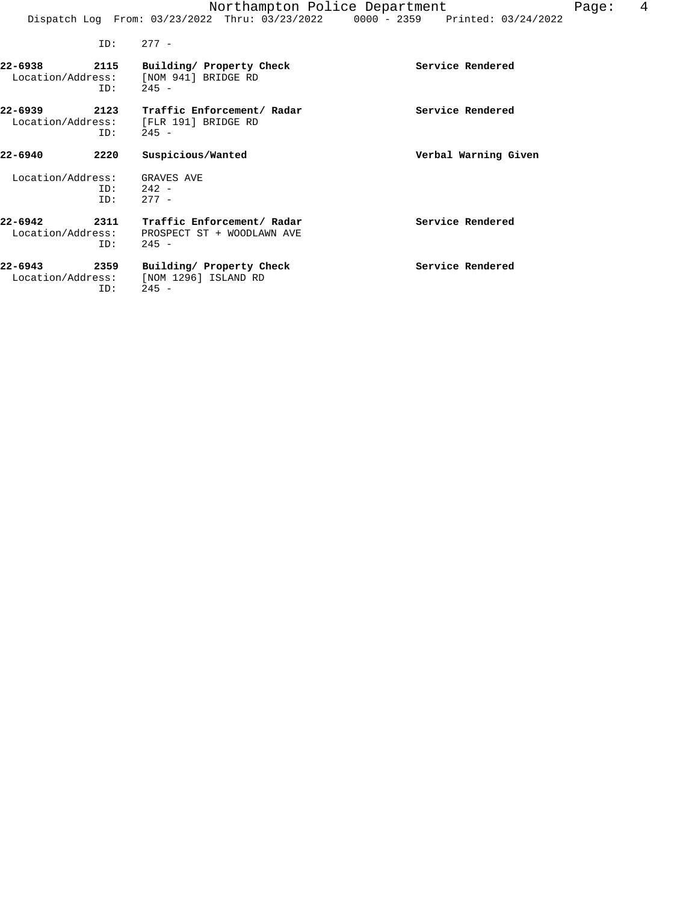ID: 277 -

**22-6938 2115 Building/ Property Check** **Service Rendered**
Location/Address: [NOM 941] BRIDGE RD
ID: 245 -

**22-6939 2123 Traffic Enforcement/ Radar** **Service Rendered**
Location/Address: [FLR 191] BRIDGE RD
ID: 245 -

**22-6940 2220 Suspicious/Wanted** **Verbal Warning Given**

Location/Address: GRAVES AVE
ID: 242 -
ID: 277 -

**22-6942 2311 Traffic Enforcement/ Radar** **Service Rendered**
Location/Address: PROSPECT ST + WOODLAWN AVE
ID: 245 -

**22-6943 2359 Building/ Property Check** **Service Rendered**
Location/Address: [NOM 1296] ISLAND RD
ID: 245 -